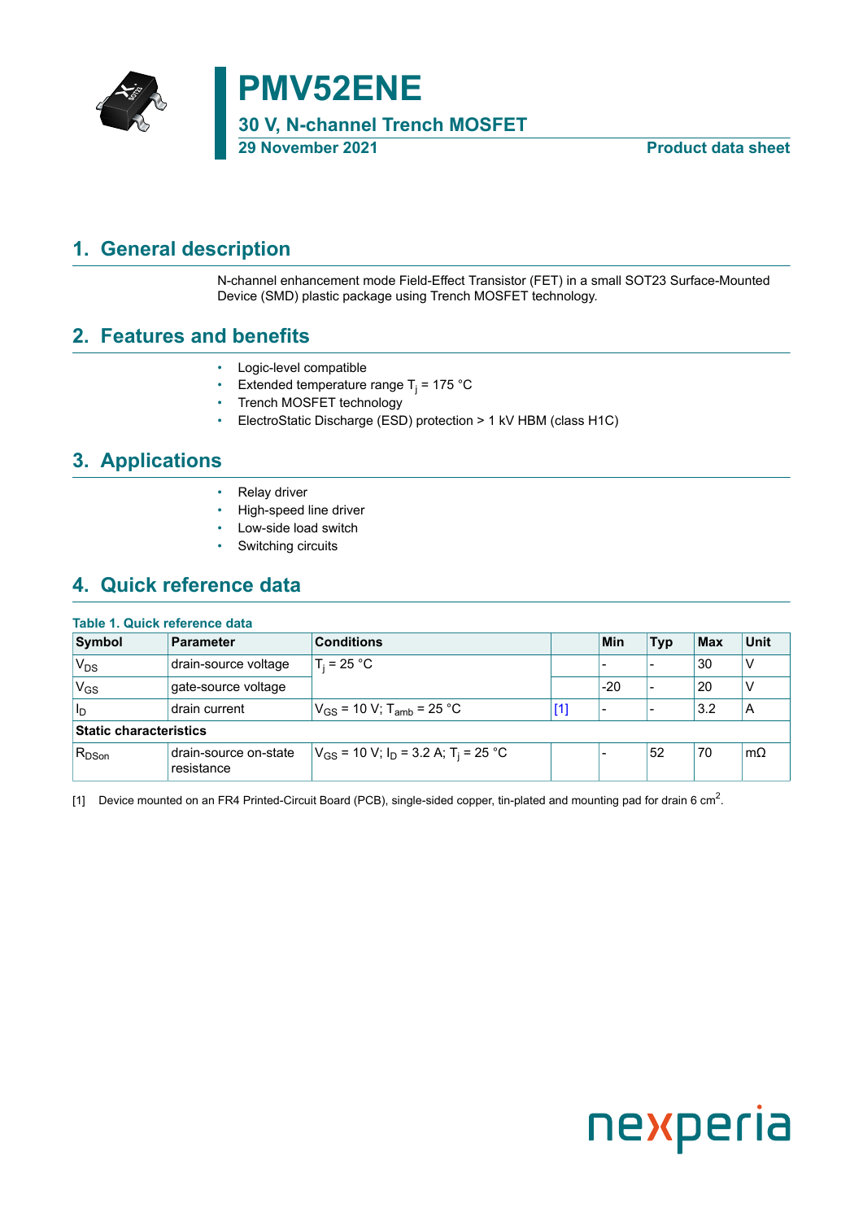# PMV52ENE

## 30 V, N-channel Trench MOSFET

**29 November 2021** **Product data sheet**

## 1. General description

N-channel enhancement mode Field-Effect Transistor (FET) in a small SOT23 Surface-Mounted Device (SMD) plastic package using Trench MOSFET technology.

## 2. Features and benefits

- Logic-level compatible
- Extended temperature range $T_j$ = 175 °C
- Trench MOSFET technology
- ElectroStatic Discharge (ESD) protection > 1 kV HBM (class H1C)

## 3. Applications

- Relay driver
- High-speed line driver
- Low-side load switch
- Switching circuits

## 4. Quick reference data

**Table 1. Quick reference data**

| Symbol | Parameter | Conditions | | Min | Typ | Max | Unit |
|---|---|---|---|---|---|---|---|
| $V_{DS}$ | drain-source voltage | $T_j$ = 25 °C | | - | - | 30 | V |
| $V_{GS}$ | gate-source voltage | | | -20 | - | 20 | V |
| $I_D$ | drain current | $V_{GS}$ = 10 V; $T_{amb}$ = 25 °C | [1] | - | - | 3.2 | A |
| **Static characteristics** | | | | | | | |
| $R_{DSon}$ | drain-source on-state resistance | $V_{GS}$ = 10 V; $I_D$ = 3.2 A; $T_j$ = 25 °C | | - | 52 | 70 | mΩ |

[1] Device mounted on an FR4 Printed-Circuit Board (PCB), single-sided copper, tin-plated and mounting pad for drain 6 $cm^2$.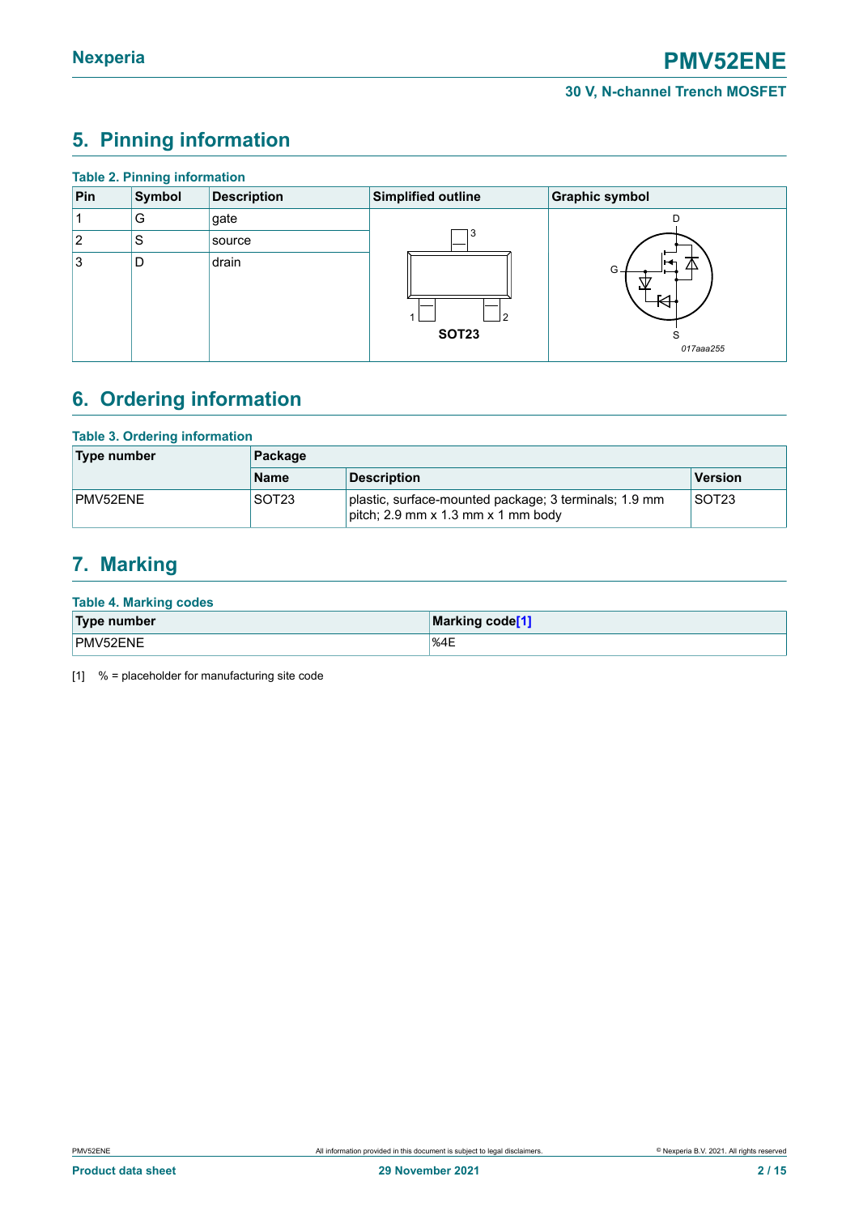## 5. Pinning information

**Table 2. Pinning information**

| Pin | Symbol | Description | Simplified outline | Graphic symbol |
|---|---|---|---|---|
| 1 | G | gate | SOT23 | 017aaa255 |
| 2 | S | source | | |
| 3 | D | drain | | |

## 6. Ordering information

**Table 3. Ordering information**

| Type number | Package | | |
|---|---|---|---|
| | Name | Description | Version |
| PMV52ENE | SOT23 | plastic, surface-mounted package; 3 terminals; 1.9 mm pitch; 2.9 mm x 1.3 mm x 1 mm body | SOT23 |

## 7. Marking

**Table 4. Marking codes**

| Type number | Marking code[1] |
|---|---|
| PMV52ENE | %4E |

[1] % = placeholder for manufacturing site code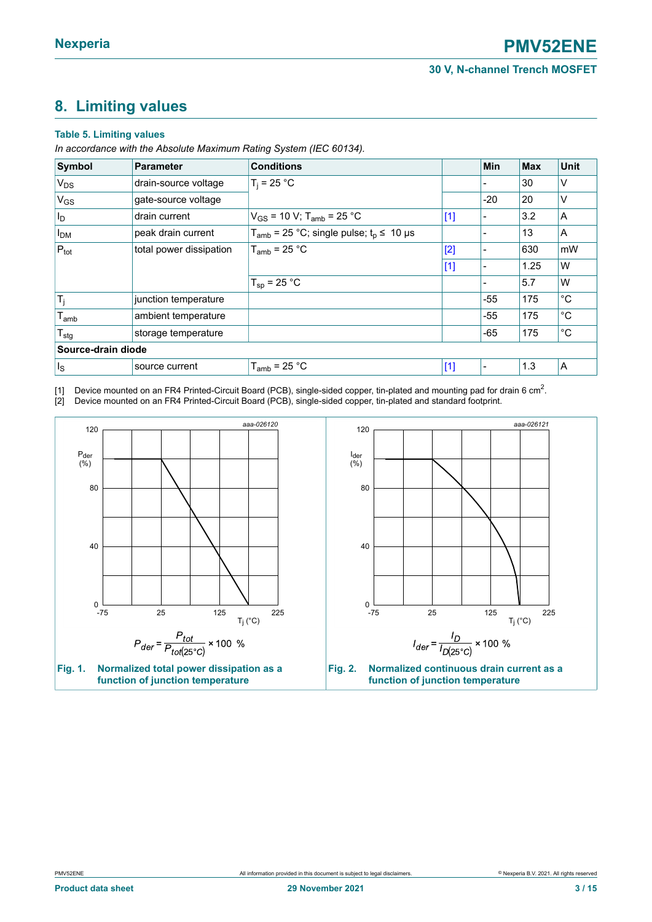## 8. Limiting values

**Table 5. Limiting values**

*In accordance with the Absolute Maximum Rating System (IEC 60134).*

| Symbol | Parameter | Conditions | | Min | Max | Unit |
|---|---|---|---|---|---|---|
| $V_{DS}$ | drain-source voltage | $T_j$ = 25 °C | | - | 30 | V |
| $V_{GS}$ | gate-source voltage | | | -20 | 20 | V |
| $I_D$ | drain current | $V_{GS}$ = 10 V; $T_{amb}$ = 25 °C | [1] | - | 3.2 | A |
| $I_{DM}$ | peak drain current | $T_{amb}$ = 25 °C; single pulse; $t_p$ ≤ 10 µs | | - | 13 | A |
| $P_{tot}$ | total power dissipation | $T_{amb}$ = 25 °C | [2] | - | 630 | mW |
| | | | [1] | - | 1.25 | W |
| | | $T_{sp}$ = 25 °C | | - | 5.7 | W |
| $T_j$ | junction temperature | | | -55 | 175 | °C |
| $T_{amb}$ | ambient temperature | | | -55 | 175 | °C |
| $T_{stg}$ | storage temperature | | | -65 | 175 | °C |
| **Source-drain diode** | | | | | | |
| $I_S$ | source current | $T_{amb}$ = 25 °C | [1] | - | 1.3 | A |

[1] Device mounted on an FR4 Printed-Circuit Board (PCB), single-sided copper, tin-plated and mounting pad for drain 6 $cm^2$.
[2] Device mounted on an FR4 Printed-Circuit Board (PCB), single-sided copper, tin-plated and standard footprint.

$$P_{der} = \frac{P_{tot}}{P_{tot(25°C)}} \times 100\ \%$$

**Fig. 1. Normalized total power dissipation as a function of junction temperature**

$$I_{der} = \frac{I_D}{I_{D(25°C)}} \times 100\ \%$$

**Fig. 2. Normalized continuous drain current as a function of junction temperature**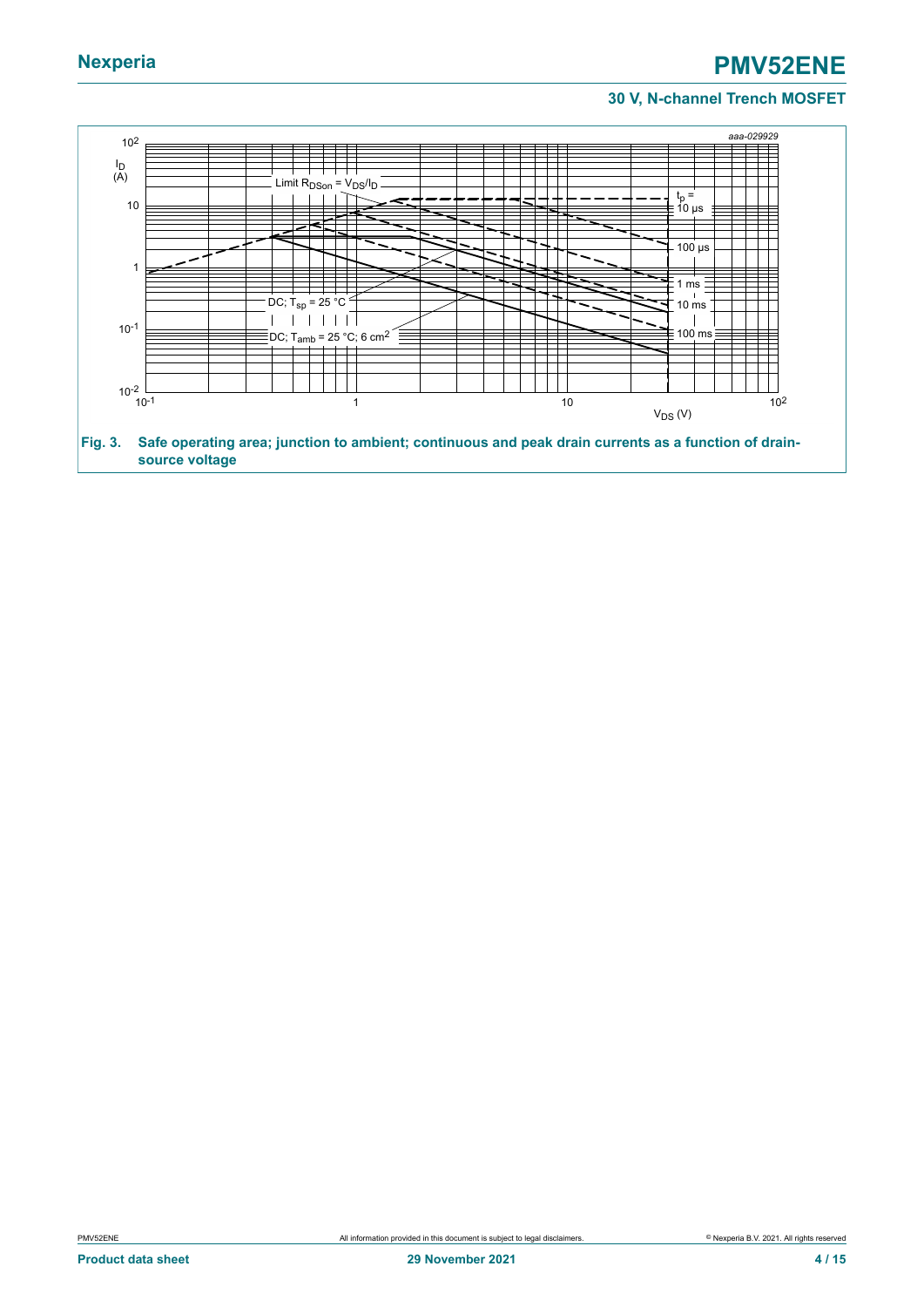aaa-029929

$I_D$ (A)

$10^2$

10

1

$10^{-1}$

$10^{-2}$

$10^{-1}$ 1 10 $10^2$

$V_{DS}$ (V)

Limit $R_{DSon} = V_{DS}/I_D$

$t_p$ = 10 µs

100 µs

1 ms

10 ms

100 ms

DC; $T_{sp}$ = 25 °C

DC; $T_{amb}$ = 25 °C; 6 $cm^2$

**Fig. 3. Safe operating area; junction to ambient; continuous and peak drain currents as a function of drain-source voltage**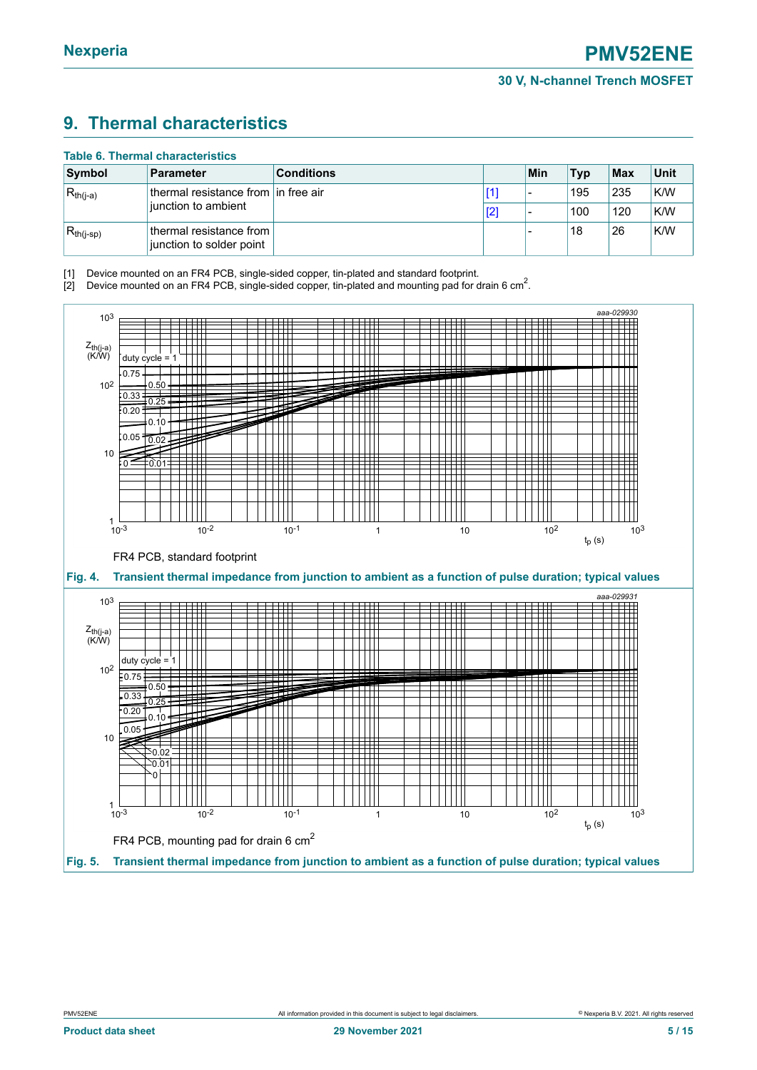## 9. Thermal characteristics

**Table 6. Thermal characteristics**

| Symbol | Parameter | Conditions | | Min | Typ | Max | Unit |
|---|---|---|---|---|---|---|---|
| $R_{th(j-a)}$ | thermal resistance from junction to ambient | in free air | [1] | - | 195 | 235 | K/W |
| | | | [2] | - | 100 | 120 | K/W |
| $R_{th(j-sp)}$ | thermal resistance from junction to solder point | | | - | 18 | 26 | K/W |

[1] Device mounted on an FR4 PCB, single-sided copper, tin-plated and standard footprint.
[2] Device mounted on an FR4 PCB, single-sided copper, tin-plated and mounting pad for drain 6 cm$^2$.

FR4 PCB, standard footprint

**Fig. 4. Transient thermal impedance from junction to ambient as a function of pulse duration; typical values**

FR4 PCB, mounting pad for drain 6 cm$^2$

**Fig. 5. Transient thermal impedance from junction to ambient as a function of pulse duration; typical values**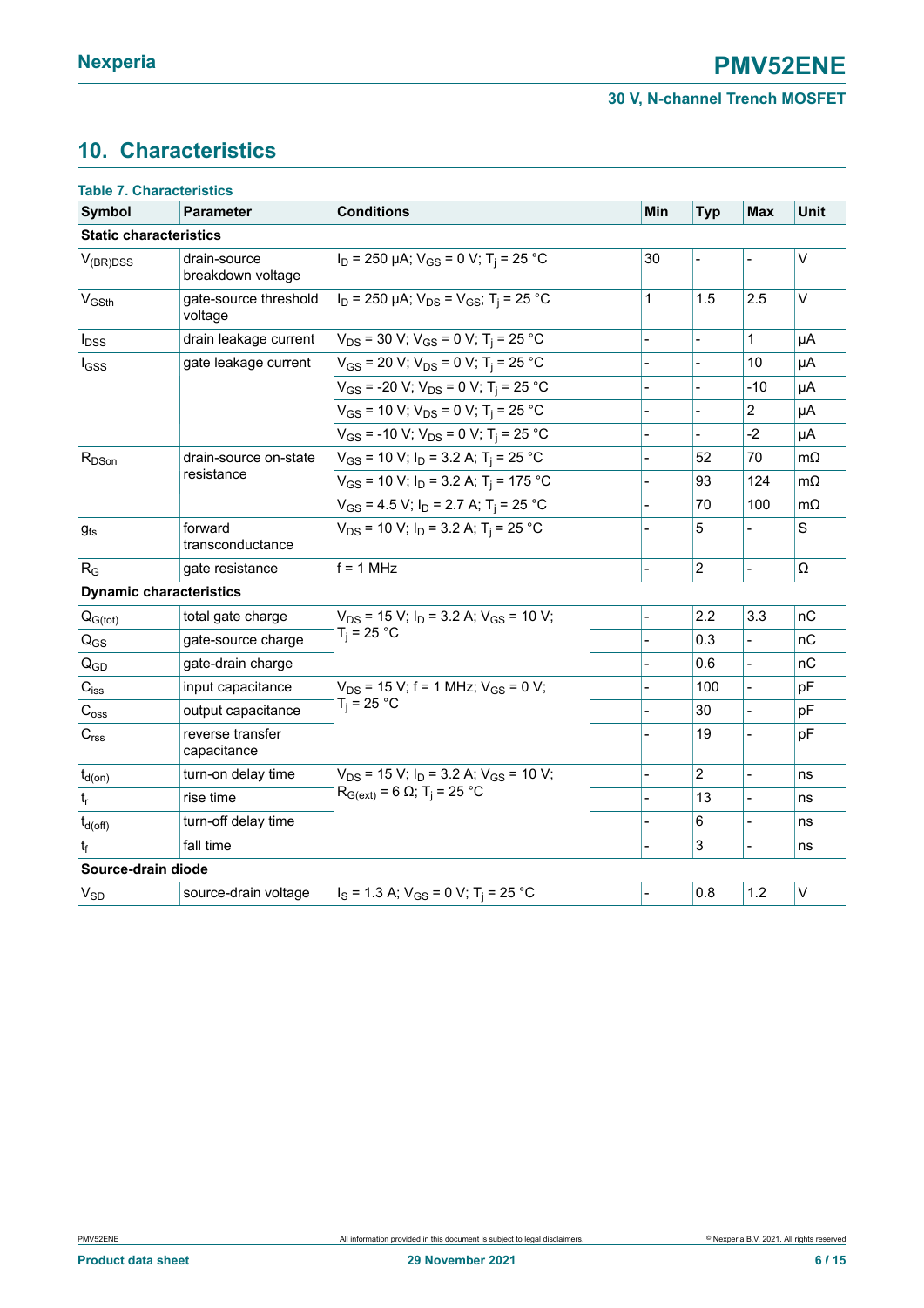## 10. Characteristics

**Table 7. Characteristics**

| Symbol | Parameter | Conditions | | Min | Typ | Max | Unit |
|---|---|---|---|---|---|---|---|
| **Static characteristics** | | | | | | | |
| $V_{(BR)DSS}$ | drain-source breakdown voltage | $I_D$ = 250 µA; $V_{GS}$ = 0 V; $T_j$ = 25 °C | | 30 | - | - | V |
| $V_{GSth}$ | gate-source threshold voltage | $I_D$ = 250 µA; $V_{DS}$ = $V_{GS}$; $T_j$ = 25 °C | | 1 | 1.5 | 2.5 | V |
| $I_{DSS}$ | drain leakage current | $V_{DS}$ = 30 V; $V_{GS}$ = 0 V; $T_j$ = 25 °C | | - | - | 1 | µA |
| $I_{GSS}$ | gate leakage current | $V_{GS}$ = 20 V; $V_{DS}$ = 0 V; $T_j$ = 25 °C | | - | - | 10 | µA |
| | | $V_{GS}$ = -20 V; $V_{DS}$ = 0 V; $T_j$ = 25 °C | | - | - | -10 | µA |
| | | $V_{GS}$ = 10 V; $V_{DS}$ = 0 V; $T_j$ = 25 °C | | - | - | 2 | µA |
| | | $V_{GS}$ = -10 V; $V_{DS}$ = 0 V; $T_j$ = 25 °C | | - | - | -2 | µA |
| $R_{DSon}$ | drain-source on-state resistance | $V_{GS}$ = 10 V; $I_D$ = 3.2 A; $T_j$ = 25 °C | | - | 52 | 70 | mΩ |
| | | $V_{GS}$ = 10 V; $I_D$ = 3.2 A; $T_j$ = 175 °C | | - | 93 | 124 | mΩ |
| | | $V_{GS}$ = 4.5 V; $I_D$ = 2.7 A; $T_j$ = 25 °C | | - | 70 | 100 | mΩ |
| $g_{fs}$ | forward transconductance | $V_{DS}$ = 10 V; $I_D$ = 3.2 A; $T_j$ = 25 °C | | - | 5 | - | S |
| $R_G$ | gate resistance | f = 1 MHz | | - | 2 | - | Ω |
| **Dynamic characteristics** | | | | | | | |
| $Q_{G(tot)}$ | total gate charge | $V_{DS}$ = 15 V; $I_D$ = 3.2 A; $V_{GS}$ = 10 V; $T_j$ = 25 °C | | - | 2.2 | 3.3 | nC |
| $Q_{GS}$ | gate-source charge | | | - | 0.3 | - | nC |
| $Q_{GD}$ | gate-drain charge | | | - | 0.6 | - | nC |
| $C_{iss}$ | input capacitance | $V_{DS}$ = 15 V; f = 1 MHz; $V_{GS}$ = 0 V; $T_j$ = 25 °C | | - | 100 | - | pF |
| $C_{oss}$ | output capacitance | | | - | 30 | - | pF |
| $C_{rss}$ | reverse transfer capacitance | | | - | 19 | - | pF |
| $t_{d(on)}$ | turn-on delay time | $V_{DS}$ = 15 V; $I_D$ = 3.2 A; $V_{GS}$ = 10 V; $R_{G(ext)}$ = 6 Ω; $T_j$ = 25 °C | | - | 2 | - | ns |
| $t_r$ | rise time | | | - | 13 | - | ns |
| $t_{d(off)}$ | turn-off delay time | | | - | 6 | - | ns |
| $t_f$ | fall time | | | - | 3 | - | ns |
| **Source-drain diode** | | | | | | | |
| $V_{SD}$ | source-drain voltage | $I_S$ = 1.3 A; $V_{GS}$ = 0 V; $T_j$ = 25 °C | | - | 0.8 | 1.2 | V |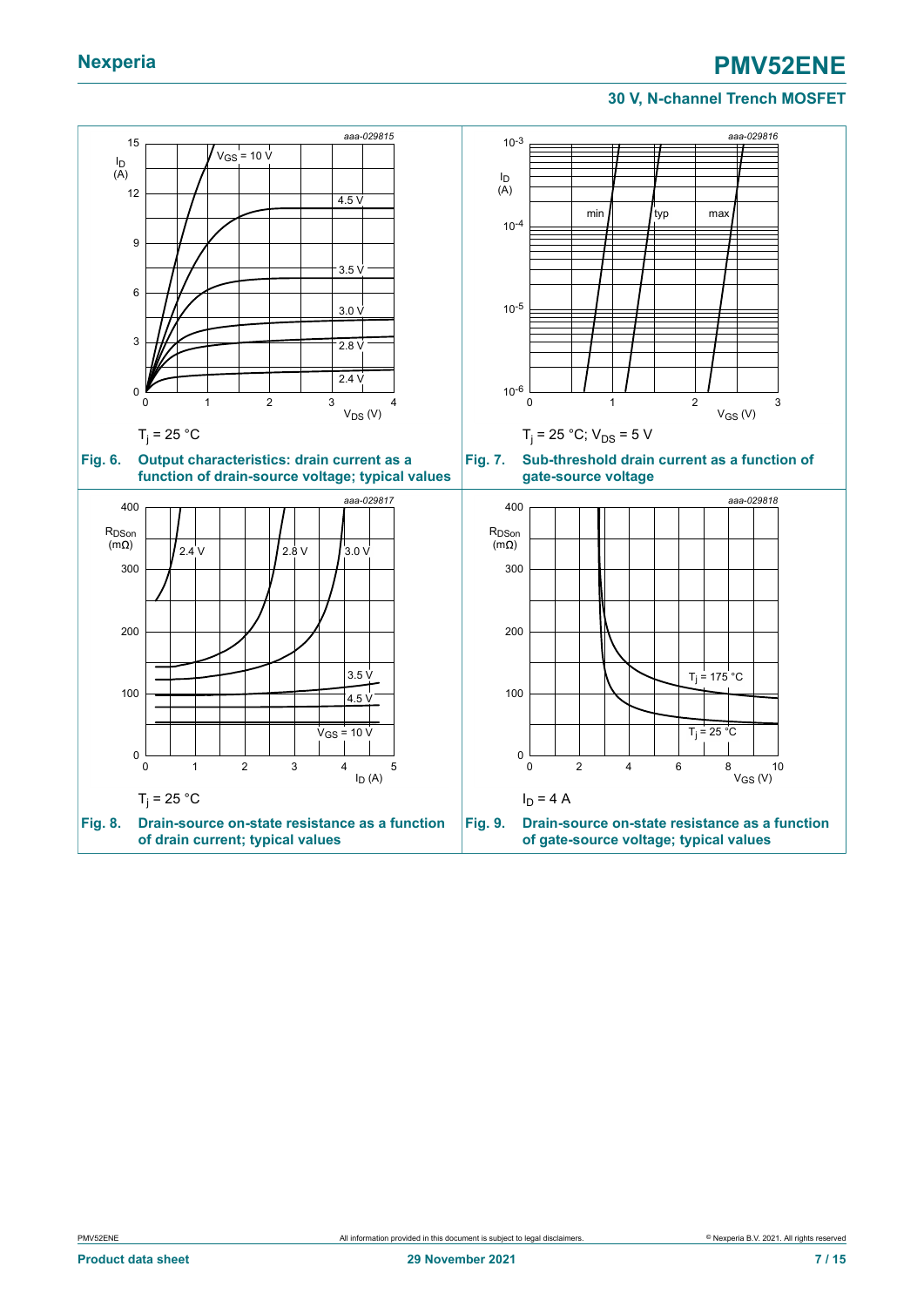aaa-029815

$T_j$ = 25 °C

**Fig. 6. Output characteristics: drain current as a function of drain-source voltage; typical values**

aaa-029816

$T_j$ = 25 °C; $V_{DS}$ = 5 V

**Fig. 7. Sub-threshold drain current as a function of gate-source voltage**

aaa-029817

$T_j$ = 25 °C

**Fig. 8. Drain-source on-state resistance as a function of drain current; typical values**

aaa-029818

$I_D$ = 4 A

**Fig. 9. Drain-source on-state resistance as a function of gate-source voltage; typical values**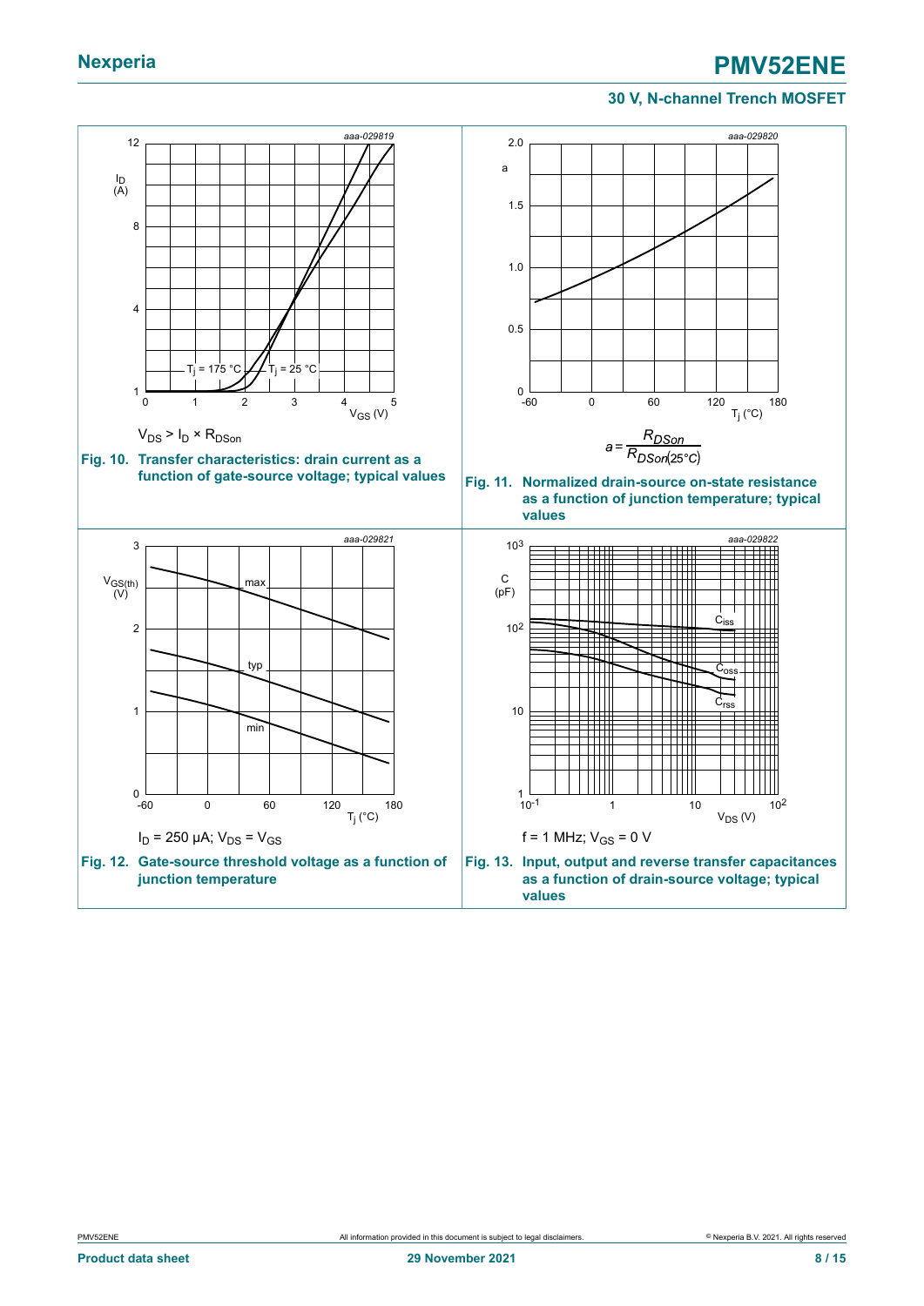$V_{DS} > I_D \times R_{DSon}$

**Fig. 10. Transfer characteristics: drain current as a function of gate-source voltage; typical values**

$$a = \frac{R_{DSon}}{R_{DSon(25°C)}}$$

**Fig. 11. Normalized drain-source on-state resistance as a function of junction temperature; typical values**

$I_D$ = 250 µA; $V_{DS} = V_{GS}$

**Fig. 12. Gate-source threshold voltage as a function of junction temperature**

f = 1 MHz; $V_{GS}$ = 0 V

**Fig. 13. Input, output and reverse transfer capacitances as a function of drain-source voltage; typical values**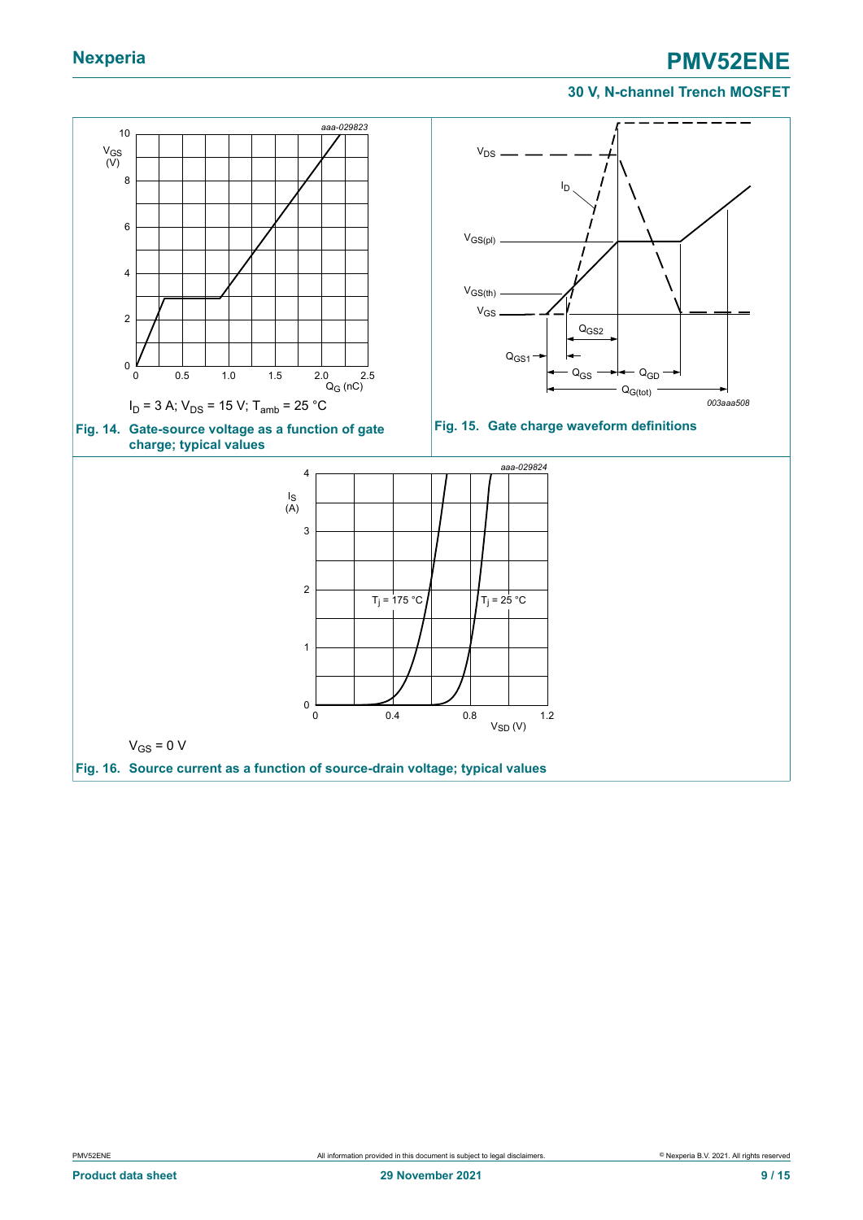$I_D$ = 3 A; $V_{DS}$ = 15 V; $T_{amb}$ = 25 °C

**Fig. 14. Gate-source voltage as a function of gate charge; typical values**

**Fig. 15. Gate charge waveform definitions**

$V_{GS}$ = 0 V

**Fig. 16. Source current as a function of source-drain voltage; typical values**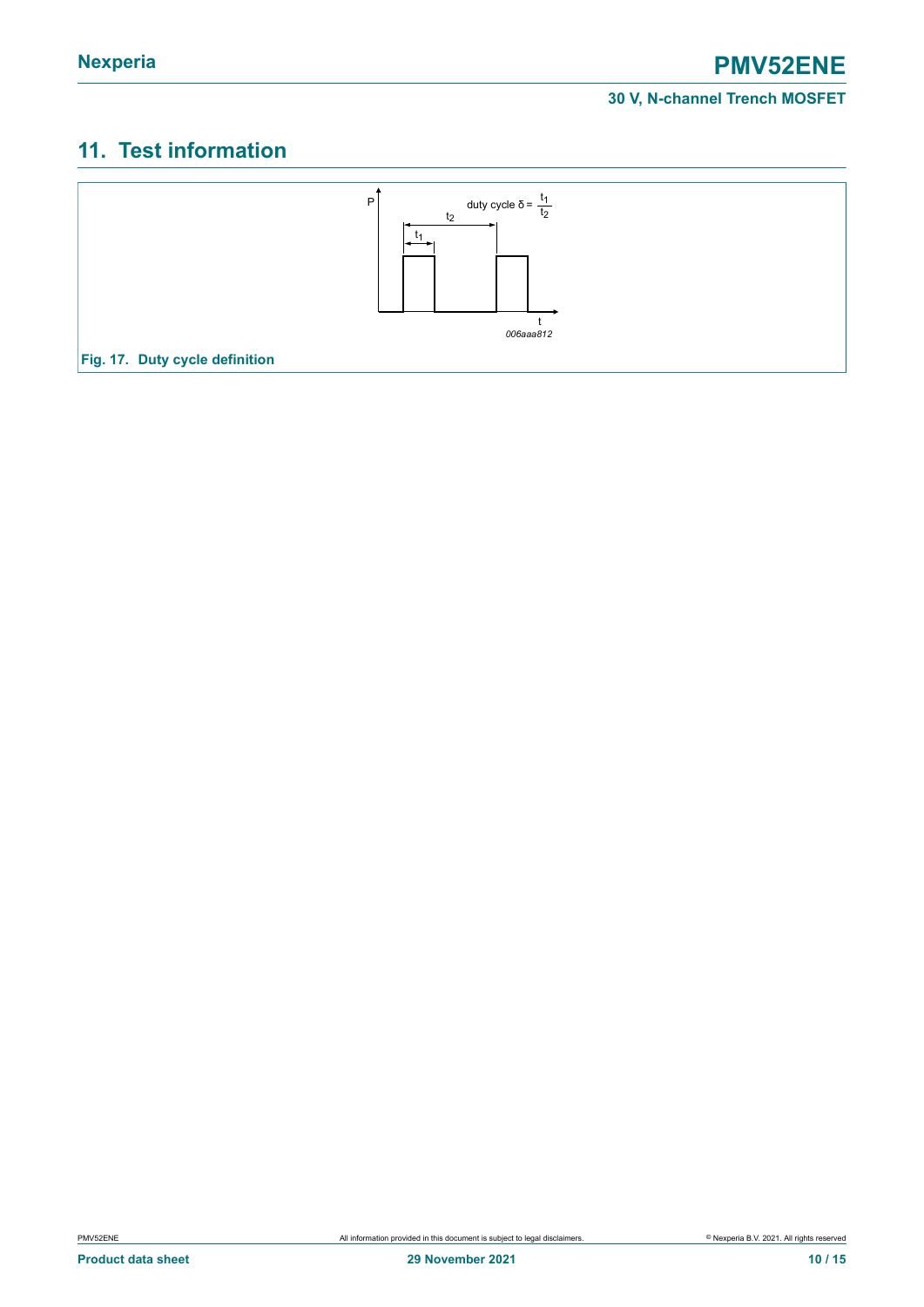## 11. Test information

duty cycle $\delta = \frac{t_1}{t_2}$

Fig. 17. Duty cycle definition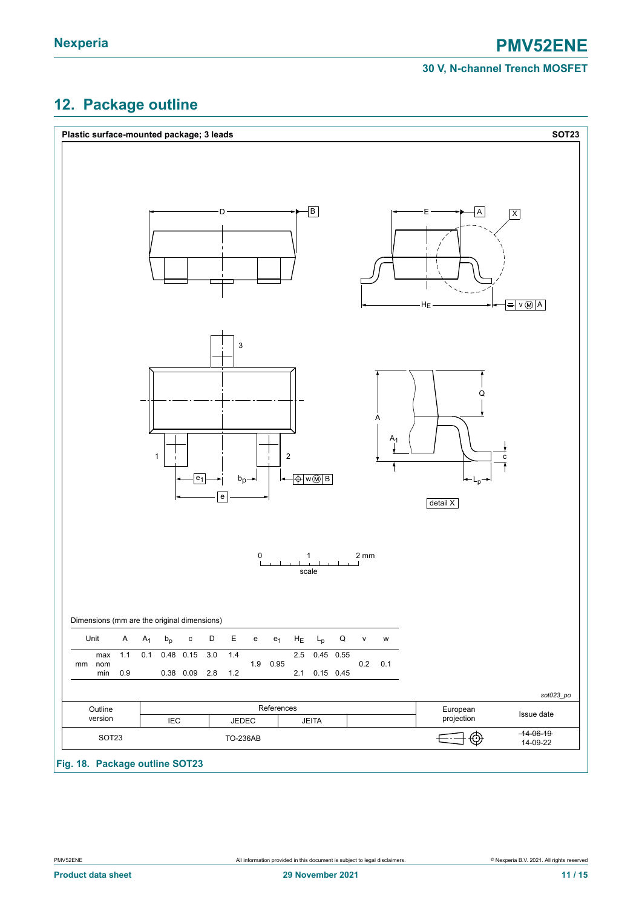## 12. Package outline

**Plastic surface-mounted package; 3 leads** **SOT23**

Dimensions (mm are the original dimensions)

| Unit | | A | $A_1$ | $b_p$ | c | D | E | e | $e_1$ | $H_E$ | $L_p$ | Q | v | w |
|---|---|---|---|---|---|---|---|---|---|---|---|---|---|---|
| mm | max | 1.1 | 0.1 | 0.48 | 0.15 | 3.0 | 1.4 | | | 2.5 | 0.45 | 0.55 | | |
| | nom | | | | | | | 1.9 | 0.95 | | | | 0.2 | 0.1 |
| | min | 0.9 | | 0.38 | 0.09 | 2.8 | 1.2 | | | 2.1 | 0.15 | 0.45 | | |

*sot023_po*

| Outline version | References | | | | European projection | Issue date |
|---|---|---|---|---|---|---|
| | IEC | JEDEC | JEITA | | | |
| SOT23 | | TO-236AB | | | | ~~14-06-19~~ 14-09-22 |

**Fig. 18. Package outline SOT23**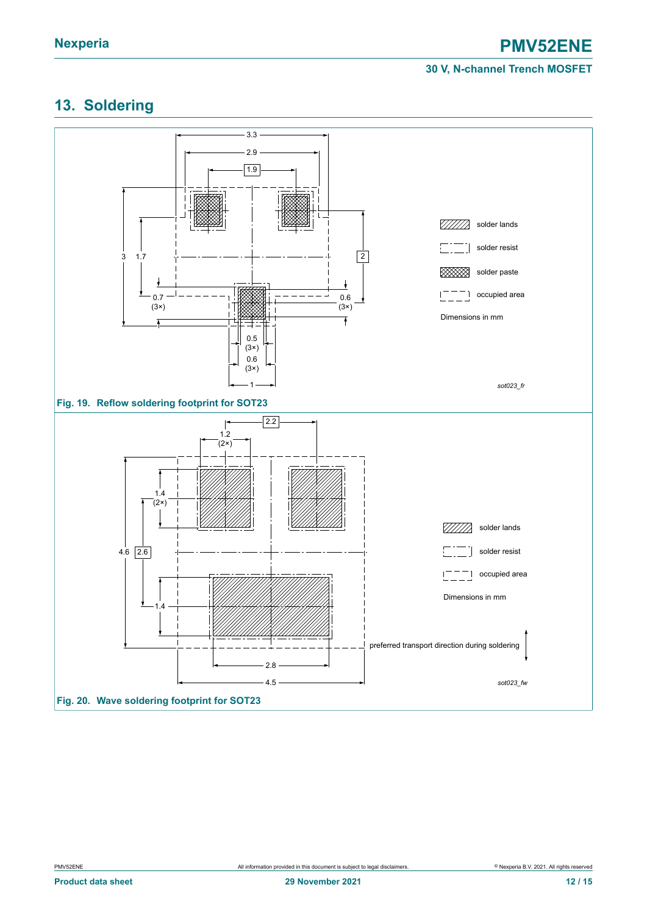## 13. Soldering

Dimensions in mm

Legend: solder lands; solder resist; solder paste; occupied area

Dimensions: 3.3; 2.9; 1.9; 3; 1.7; 2; 0.7 (3×); 0.6 (3×); 0.5 (3×); 0.6 (3×); 1

sot023_fr

**Fig. 19. Reflow soldering footprint for SOT23**

Dimensions in mm

Legend: solder lands; solder resist; occupied area

Dimensions: 2.2; 1.2 (2×); 1.4 (2×); 4.6; 2.6; 1.4; 2.8; 4.5

preferred transport direction during soldering

sot023_fw

**Fig. 20. Wave soldering footprint for SOT23**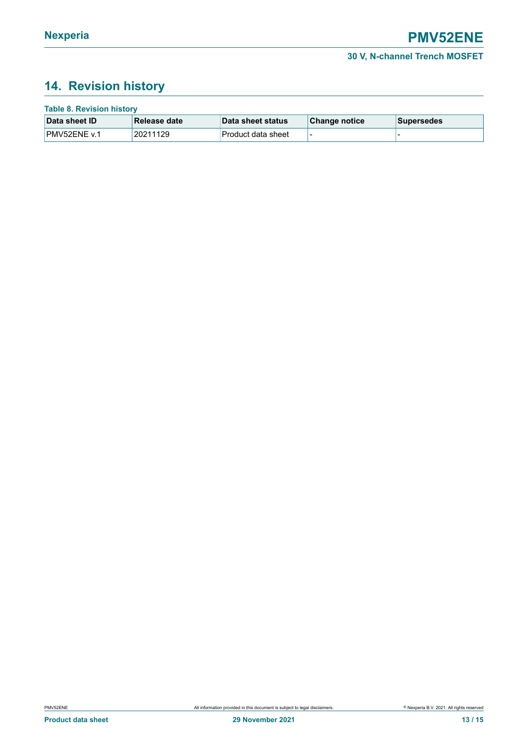## 14. Revision history

**Table 8. Revision history**

| Data sheet ID | Release date | Data sheet status | Change notice | Supersedes |
|---|---|---|---|---|
| PMV52ENE v.1 | 20211129 | Product data sheet | - | - |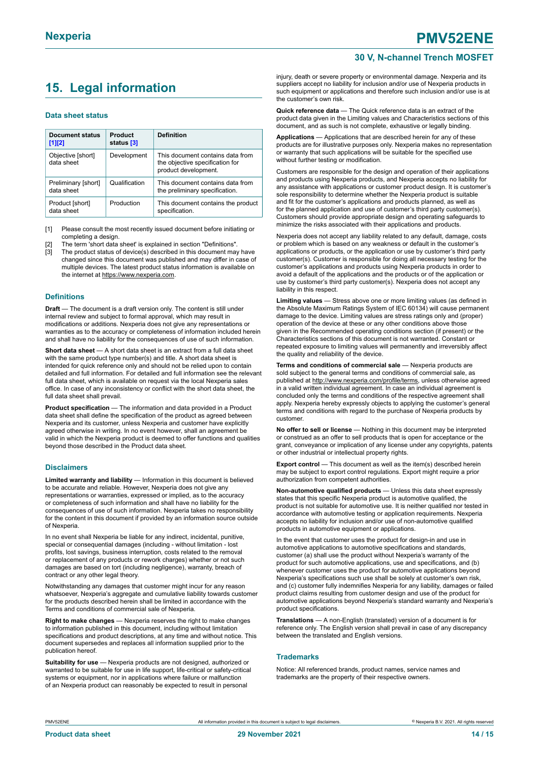## 15. Legal information

### Data sheet status

| Document status [1][2] | Product status [3] | Definition |
|---|---|---|
| Objective [short] data sheet | Development | This document contains data from the objective specification for product development. |
| Preliminary [short] data sheet | Qualification | This document contains data from the preliminary specification. |
| Product [short] data sheet | Production | This document contains the product specification. |

[1] Please consult the most recently issued document before initiating or completing a design.
[2] The term 'short data sheet' is explained in section "Definitions".
[3] The product status of device(s) described in this document may have changed since this document was published and may differ in case of multiple devices. The latest product status information is available on the internet at https://www.nexperia.com.

### Definitions

**Draft** — The document is a draft version only. The content is still under internal review and subject to formal approval, which may result in modifications or additions. Nexperia does not give any representations or warranties as to the accuracy or completeness of information included herein and shall have no liability for the consequences of use of such information.

**Short data sheet** — A short data sheet is an extract from a full data sheet with the same product type number(s) and title. A short data sheet is intended for quick reference only and should not be relied upon to contain detailed and full information. For detailed and full information see the relevant full data sheet, which is available on request via the local Nexperia sales office. In case of any inconsistency or conflict with the short data sheet, the full data sheet shall prevail.

**Product specification** — The information and data provided in a Product data sheet shall define the specification of the product as agreed between Nexperia and its customer, unless Nexperia and customer have explicitly agreed otherwise in writing. In no event however, shall an agreement be valid in which the Nexperia product is deemed to offer functions and qualities beyond those described in the Product data sheet.

### Disclaimers

**Limited warranty and liability** — Information in this document is believed to be accurate and reliable. However, Nexperia does not give any representations or warranties, expressed or implied, as to the accuracy or completeness of such information and shall have no liability for the consequences of use of such information. Nexperia takes no responsibility for the content in this document if provided by an information source outside of Nexperia.

In no event shall Nexperia be liable for any indirect, incidental, punitive, special or consequential damages (including - without limitation - lost profits, lost savings, business interruption, costs related to the removal or replacement of any products or rework charges) whether or not such damages are based on tort (including negligence), warranty, breach of contract or any other legal theory.

Notwithstanding any damages that customer might incur for any reason whatsoever, Nexperia's aggregate and cumulative liability towards customer for the products described herein shall be limited in accordance with the Terms and conditions of commercial sale of Nexperia.

**Right to make changes** — Nexperia reserves the right to make changes to information published in this document, including without limitation specifications and product descriptions, at any time and without notice. This document supersedes and replaces all information supplied prior to the publication hereof.

**Suitability for use** — Nexperia products are not designed, authorized or warranted to be suitable for use in life support, life-critical or safety-critical systems or equipment, nor in applications where failure or malfunction of an Nexperia product can reasonably be expected to result in personal injury, death or severe property or environmental damage. Nexperia and its suppliers accept no liability for inclusion and/or use of Nexperia products in such equipment or applications and therefore such inclusion and/or use is at the customer's own risk.

**Quick reference data** — The Quick reference data is an extract of the product data given in the Limiting values and Characteristics sections of this document, and as such is not complete, exhaustive or legally binding.

**Applications** — Applications that are described herein for any of these products are for illustrative purposes only. Nexperia makes no representation or warranty that such applications will be suitable for the specified use without further testing or modification.

Customers are responsible for the design and operation of their applications and products using Nexperia products, and Nexperia accepts no liability for any assistance with applications or customer product design. It is customer's sole responsibility to determine whether the Nexperia product is suitable and fit for the customer's applications and products planned, as well as for the planned application and use of customer's third party customer(s). Customers should provide appropriate design and operating safeguards to minimize the risks associated with their applications and products.

Nexperia does not accept any liability related to any default, damage, costs or problem which is based on any weakness or default in the customer's applications or products, or the application or use by customer's third party customer(s). Customer is responsible for doing all necessary testing for the customer's applications and products using Nexperia products in order to avoid a default of the applications and the products or of the application or use by customer's third party customer(s). Nexperia does not accept any liability in this respect.

**Limiting values** — Stress above one or more limiting values (as defined in the Absolute Maximum Ratings System of IEC 60134) will cause permanent damage to the device. Limiting values are stress ratings only and (proper) operation of the device at these or any other conditions above those given in the Recommended operating conditions section (if present) or the Characteristics sections of this document is not warranted. Constant or repeated exposure to limiting values will permanently and irreversibly affect the quality and reliability of the device.

**Terms and conditions of commercial sale** — Nexperia products are sold subject to the general terms and conditions of commercial sale, as published at http://www.nexperia.com/profile/terms, unless otherwise agreed in a valid written individual agreement. In case an individual agreement is concluded only the terms and conditions of the respective agreement shall apply. Nexperia hereby expressly objects to applying the customer's general terms and conditions with regard to the purchase of Nexperia products by customer.

**No offer to sell or license** — Nothing in this document may be interpreted or construed as an offer to sell products that is open for acceptance or the grant, conveyance or implication of any license under any copyrights, patents or other industrial or intellectual property rights.

**Export control** — This document as well as the item(s) described herein may be subject to export control regulations. Export might require a prior authorization from competent authorities.

**Non-automotive qualified products** — Unless this data sheet expressly states that this specific Nexperia product is automotive qualified, the product is not suitable for automotive use. It is neither qualified nor tested in accordance with automotive testing or application requirements. Nexperia accepts no liability for inclusion and/or use of non-automotive qualified products in automotive equipment or applications.

In the event that customer uses the product for design-in and use in automotive applications to automotive specifications and standards, customer (a) shall use the product without Nexperia's warranty of the product for such automotive applications, use and specifications, and (b) whenever customer uses the product for automotive applications beyond Nexperia's specifications such use shall be solely at customer's own risk, and (c) customer fully indemnifies Nexperia for any liability, damages or failed product claims resulting from customer design and use of the product for automotive applications beyond Nexperia's standard warranty and Nexperia's product specifications.

**Translations** — A non-English (translated) version of a document is for reference only. The English version shall prevail in case of any discrepancy between the translated and English versions.

### Trademarks

Notice: All referenced brands, product names, service names and trademarks are the property of their respective owners.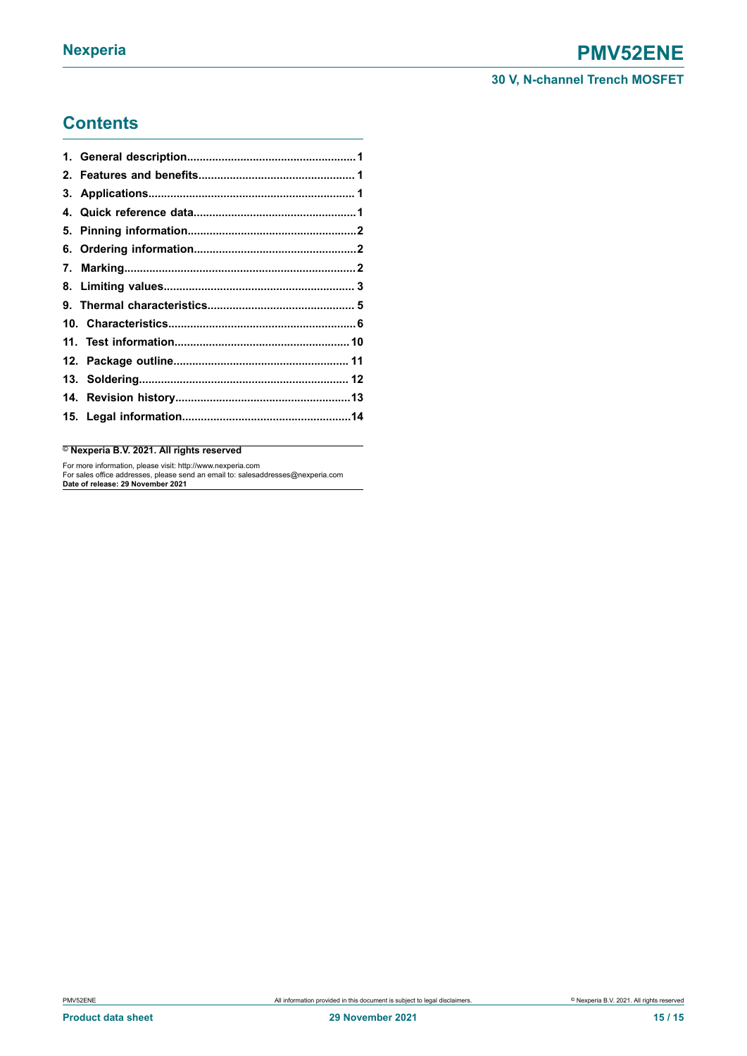## Contents

1. General description.....................................................1
2. Features and benefits..................................................1
3. Applications..................................................................1
4. Quick reference data....................................................1
5. Pinning information......................................................2
6. Ordering information....................................................2
7. Marking..........................................................................2
8. Limiting values.............................................................3
9. Thermal characteristics...............................................5
10. Characteristics............................................................6
11. Test information........................................................10
12. Package outline........................................................11
13. Soldering...................................................................12
14. Revision history........................................................13
15. Legal information......................................................14

**© Nexperia B.V. 2021. All rights reserved**

For more information, please visit: http://www.nexperia.com
For sales office addresses, please send an email to: salesaddresses@nexperia.com
**Date of release: 29 November 2021**